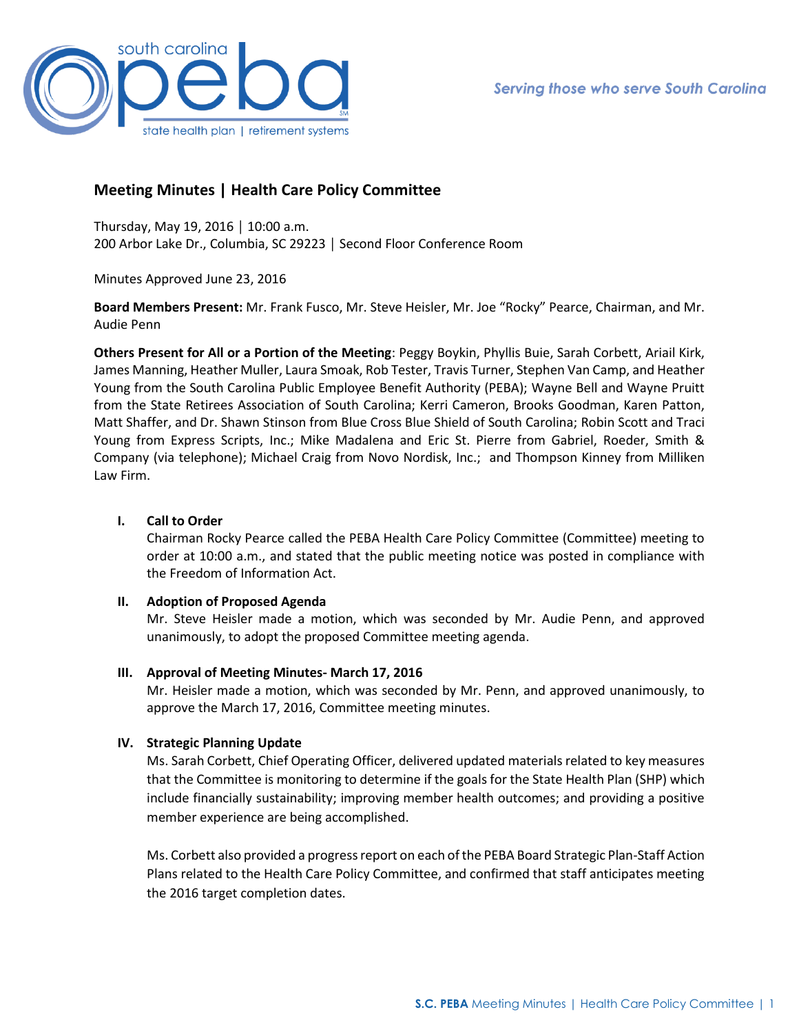Serving those who serve South Carolina

# Meeting Minutes | Health Care Policy Committee

Thursday, May 19, 2016 | 10:00 a.m.
200 Arbor Lake Dr., Columbia, SC 29223 | Second Floor Conference Room

Minutes Approved June 23, 2016

**Board Members Present:** Mr. Frank Fusco, Mr. Steve Heisler, Mr. Joe "Rocky" Pearce, Chairman, and Mr. Audie Penn

**Others Present for All or a Portion of the Meeting**: Peggy Boykin, Phyllis Buie, Sarah Corbett, Ariail Kirk, James Manning, Heather Muller, Laura Smoak, Rob Tester, Travis Turner, Stephen Van Camp, and Heather Young from the South Carolina Public Employee Benefit Authority (PEBA); Wayne Bell and Wayne Pruitt from the State Retirees Association of South Carolina; Kerri Cameron, Brooks Goodman, Karen Patton, Matt Shaffer, and Dr. Shawn Stinson from Blue Cross Blue Shield of South Carolina; Robin Scott and Traci Young from Express Scripts, Inc.; Mike Madalena and Eric St. Pierre from Gabriel, Roeder, Smith & Company (via telephone); Michael Craig from Novo Nordisk, Inc.; and Thompson Kinney from Milliken Law Firm.

## I. Call to Order

Chairman Rocky Pearce called the PEBA Health Care Policy Committee (Committee) meeting to order at 10:00 a.m., and stated that the public meeting notice was posted in compliance with the Freedom of Information Act.

## II. Adoption of Proposed Agenda

Mr. Steve Heisler made a motion, which was seconded by Mr. Audie Penn, and approved unanimously, to adopt the proposed Committee meeting agenda.

## III. Approval of Meeting Minutes- March 17, 2016

Mr. Heisler made a motion, which was seconded by Mr. Penn, and approved unanimously, to approve the March 17, 2016, Committee meeting minutes.

## IV. Strategic Planning Update

Ms. Sarah Corbett, Chief Operating Officer, delivered updated materials related to key measures that the Committee is monitoring to determine if the goals for the State Health Plan (SHP) which include financially sustainability; improving member health outcomes; and providing a positive member experience are being accomplished.

Ms. Corbett also provided a progress report on each of the PEBA Board Strategic Plan-Staff Action Plans related to the Health Care Policy Committee, and confirmed that staff anticipates meeting the 2016 target completion dates.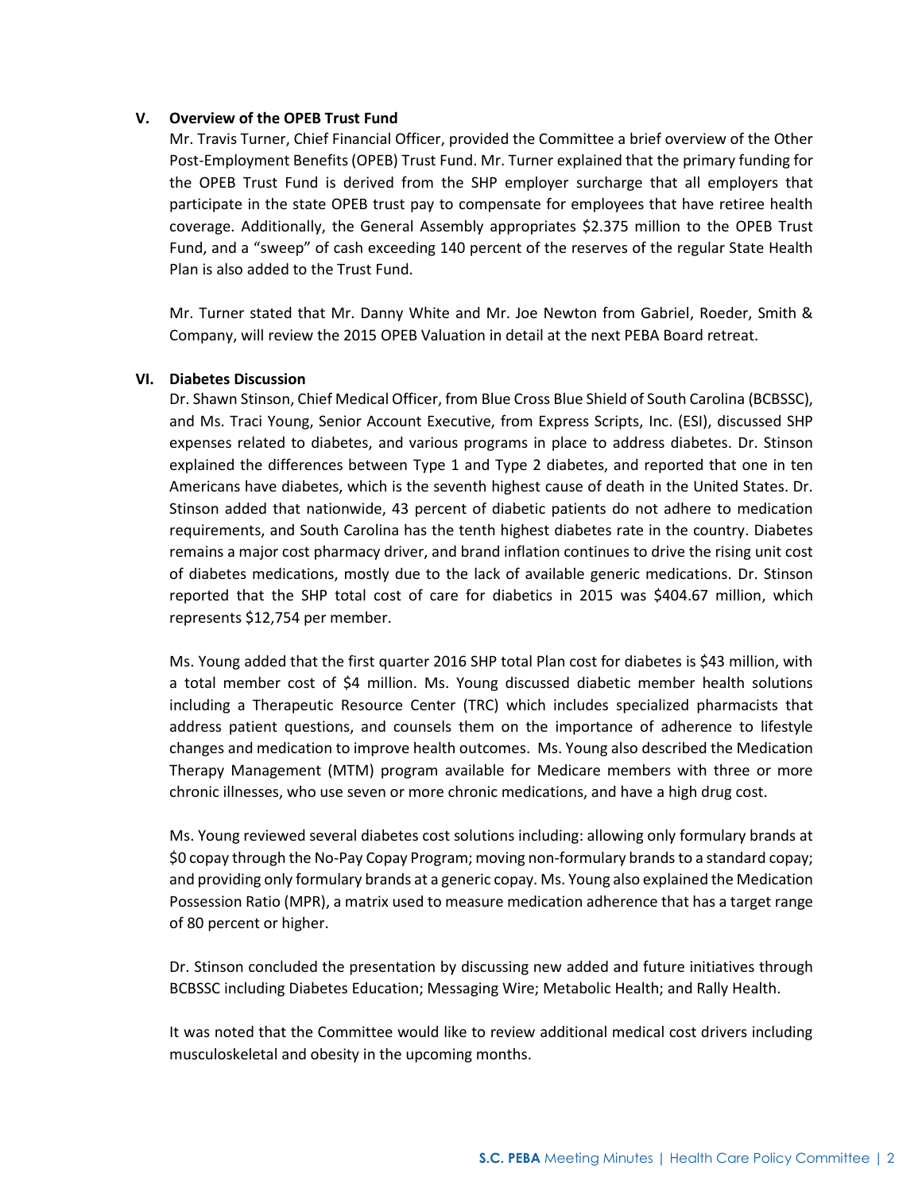### V. Overview of the OPEB Trust Fund

Mr. Travis Turner, Chief Financial Officer, provided the Committee a brief overview of the Other Post-Employment Benefits (OPEB) Trust Fund. Mr. Turner explained that the primary funding for the OPEB Trust Fund is derived from the SHP employer surcharge that all employers that participate in the state OPEB trust pay to compensate for employees that have retiree health coverage. Additionally, the General Assembly appropriates $2.375 million to the OPEB Trust Fund, and a "sweep" of cash exceeding 140 percent of the reserves of the regular State Health Plan is also added to the Trust Fund.

Mr. Turner stated that Mr. Danny White and Mr. Joe Newton from Gabriel, Roeder, Smith & Company, will review the 2015 OPEB Valuation in detail at the next PEBA Board retreat.

### VI. Diabetes Discussion

Dr. Shawn Stinson, Chief Medical Officer, from Blue Cross Blue Shield of South Carolina (BCBSSC), and Ms. Traci Young, Senior Account Executive, from Express Scripts, Inc. (ESI), discussed SHP expenses related to diabetes, and various programs in place to address diabetes. Dr. Stinson explained the differences between Type 1 and Type 2 diabetes, and reported that one in ten Americans have diabetes, which is the seventh highest cause of death in the United States. Dr. Stinson added that nationwide, 43 percent of diabetic patients do not adhere to medication requirements, and South Carolina has the tenth highest diabetes rate in the country. Diabetes remains a major cost pharmacy driver, and brand inflation continues to drive the rising unit cost of diabetes medications, mostly due to the lack of available generic medications. Dr. Stinson reported that the SHP total cost of care for diabetics in 2015 was $404.67 million, which represents $12,754 per member.

Ms. Young added that the first quarter 2016 SHP total Plan cost for diabetes is $43 million, with a total member cost of $4 million. Ms. Young discussed diabetic member health solutions including a Therapeutic Resource Center (TRC) which includes specialized pharmacists that address patient questions, and counsels them on the importance of adherence to lifestyle changes and medication to improve health outcomes. Ms. Young also described the Medication Therapy Management (MTM) program available for Medicare members with three or more chronic illnesses, who use seven or more chronic medications, and have a high drug cost.

Ms. Young reviewed several diabetes cost solutions including: allowing only formulary brands at $0 copay through the No-Pay Copay Program; moving non-formulary brands to a standard copay; and providing only formulary brands at a generic copay. Ms. Young also explained the Medication Possession Ratio (MPR), a matrix used to measure medication adherence that has a target range of 80 percent or higher.

Dr. Stinson concluded the presentation by discussing new added and future initiatives through BCBSSC including Diabetes Education; Messaging Wire; Metabolic Health; and Rally Health.

It was noted that the Committee would like to review additional medical cost drivers including musculoskeletal and obesity in the upcoming months.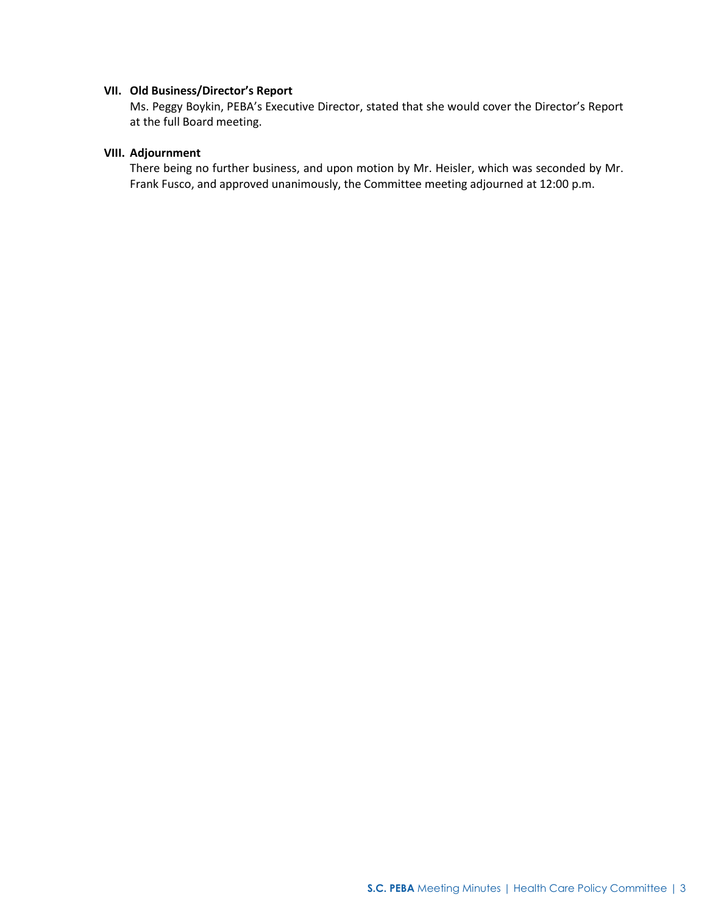### VII. Old Business/Director's Report

Ms. Peggy Boykin, PEBA's Executive Director, stated that she would cover the Director's Report at the full Board meeting.

### VIII. Adjournment

There being no further business, and upon motion by Mr. Heisler, which was seconded by Mr. Frank Fusco, and approved unanimously, the Committee meeting adjourned at 12:00 p.m.